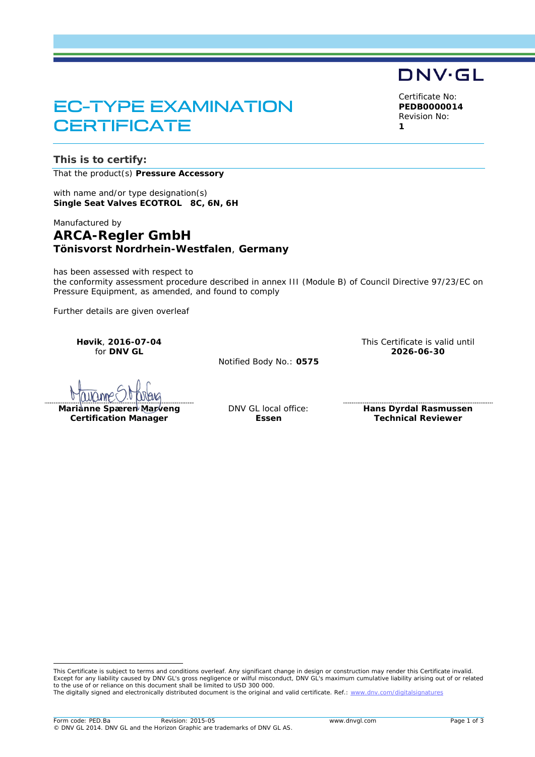DNV·GL

# EC-TYPE EXAMINATION CERTIFICATE

Certificate No:
**PEDB0000014**
Revision No:
**1**

## This is to certify:

That the product(s) **Pressure Accessory**

with name and/or type designation(s)
**Single Seat Valves ECOTROL 8C, 6N, 6H**

Manufactured by
## ARCA-Regler GmbH
**Tönisvorst Nordrhein-Westfalen**, **Germany**

has been assessed with respect to
the conformity assessment procedure described in annex III (Module B) of Council Directive 97/23/EC on Pressure Equipment, as amended, and found to comply

Further details are given overleaf

**Høvik**, **2016-07-04**
for **DNV GL**

Notified Body No.: **0575**

This Certificate is valid until
**2026-06-30**

**Marianne Spæren Marveng**
**Certification Manager**

DNV GL local office:
**Essen**

**Hans Dyrdal Rasmussen**
**Technical Reviewer**

This Certificate is subject to terms and conditions overleaf. Any significant change in design or construction may render this Certificate invalid.
Except for any liability caused by DNV GL's gross negligence or wilful misconduct, DNV GL's maximum cumulative liability arising out of or related to the use of or reliance on this document shall be limited to USD 300 000.
The digitally signed and electronically distributed document is the original and valid certificate. Ref.: www.dnv.com/digitalsignatures

Form code: PED.Ba Revision: 2015-05 www.dnvgl.com
© DNV GL 2014. DNV GL and the Horizon Graphic are trademarks of DNV GL AS.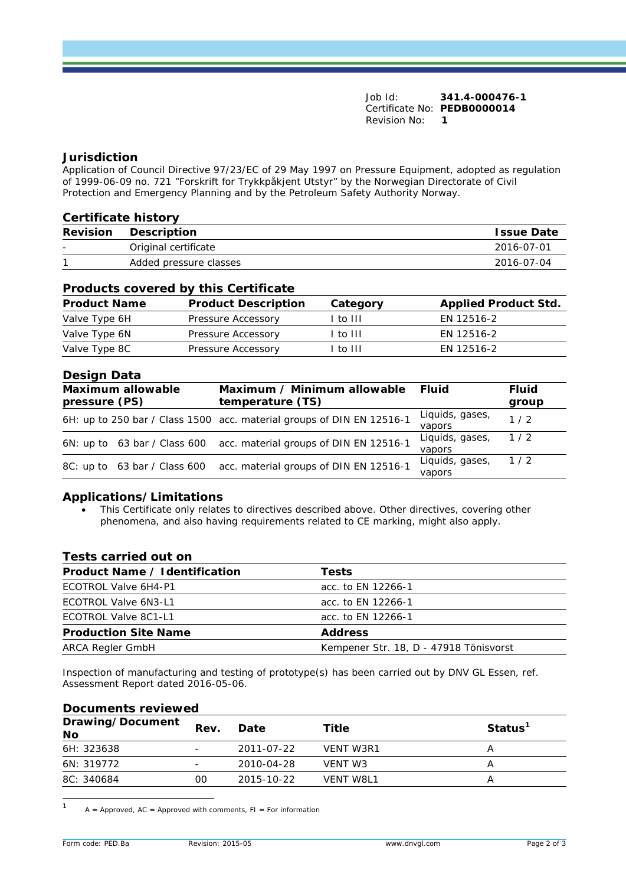Job Id: **341.4-000476-1**
Certificate No: **PEDB0000014**
Revision No: **1**

## Jurisdiction

Application of Council Directive 97/23/EC of 29 May 1997 on Pressure Equipment, adopted as regulation of 1999-06-09 no. 721 "Forskrift for Trykkpåkjent Utstyr" by the Norwegian Directorate of Civil Protection and Emergency Planning and by the Petroleum Safety Authority Norway.

## Certificate history

| Revision | Description | Issue Date |
|---|---|---|
| - | Original certificate | 2016-07-01 |
| 1 | Added pressure classes | 2016-07-04 |

## Products covered by this Certificate

| Product Name | Product Description | Category | Applied Product Std. |
|---|---|---|---|
| Valve Type 6H | Pressure Accessory | I to III | EN 12516-2 |
| Valve Type 6N | Pressure Accessory | I to III | EN 12516-2 |
| Valve Type 8C | Pressure Accessory | I to III | EN 12516-2 |

## Design Data

| Maximum allowable pressure (PS) | Maximum / Minimum allowable temperature (TS) | Fluid | Fluid group |
|---|---|---|---|
| 6H: up to 250 bar / Class 1500 | acc. material groups of DIN EN 12516-1 | Liquids, gases, vapors | 1 / 2 |
| 6N: up to 63 bar / Class 600 | acc. material groups of DIN EN 12516-1 | Liquids, gases, vapors | 1 / 2 |
| 8C: up to 63 bar / Class 600 | acc. material groups of DIN EN 12516-1 | Liquids, gases, vapors | 1 / 2 |

## Applications/Limitations

- This Certificate only relates to directives described above. Other directives, covering other phenomena, and also having requirements related to CE marking, might also apply.

## Tests carried out on

| Product Name / Identification | Tests |
|---|---|
| ECOTROL Valve 6H4-P1 | acc. to EN 12266-1 |
| ECOTROL Valve 6N3-L1 | acc. to EN 12266-1 |
| ECOTROL Valve 8C1-L1 | acc. to EN 12266-1 |
| **Production Site Name** | **Address** |
| ARCA Regler GmbH | Kempener Str. 18, D - 47918 Tönisvorst |

Inspection of manufacturing and testing of prototype(s) has been carried out by DNV GL Essen, ref. Assessment Report dated 2016-05-06.

## Documents reviewed

| Drawing/Document No | Rev. | Date | Title | Status[1] |
|---|---|---|---|---|
| 6H: 323638 | - | 2011-07-22 | VENT W3R1 | A |
| 6N: 319772 | - | 2010-04-28 | VENT W3 | A |
| 8C: 340684 | 00 | 2015-10-22 | VENT W8L1 | A |

[1] A = Approved, AC = Approved with comments, FI = For information

Form code: PED.Ba Revision: 2015-05 www.dnvgl.com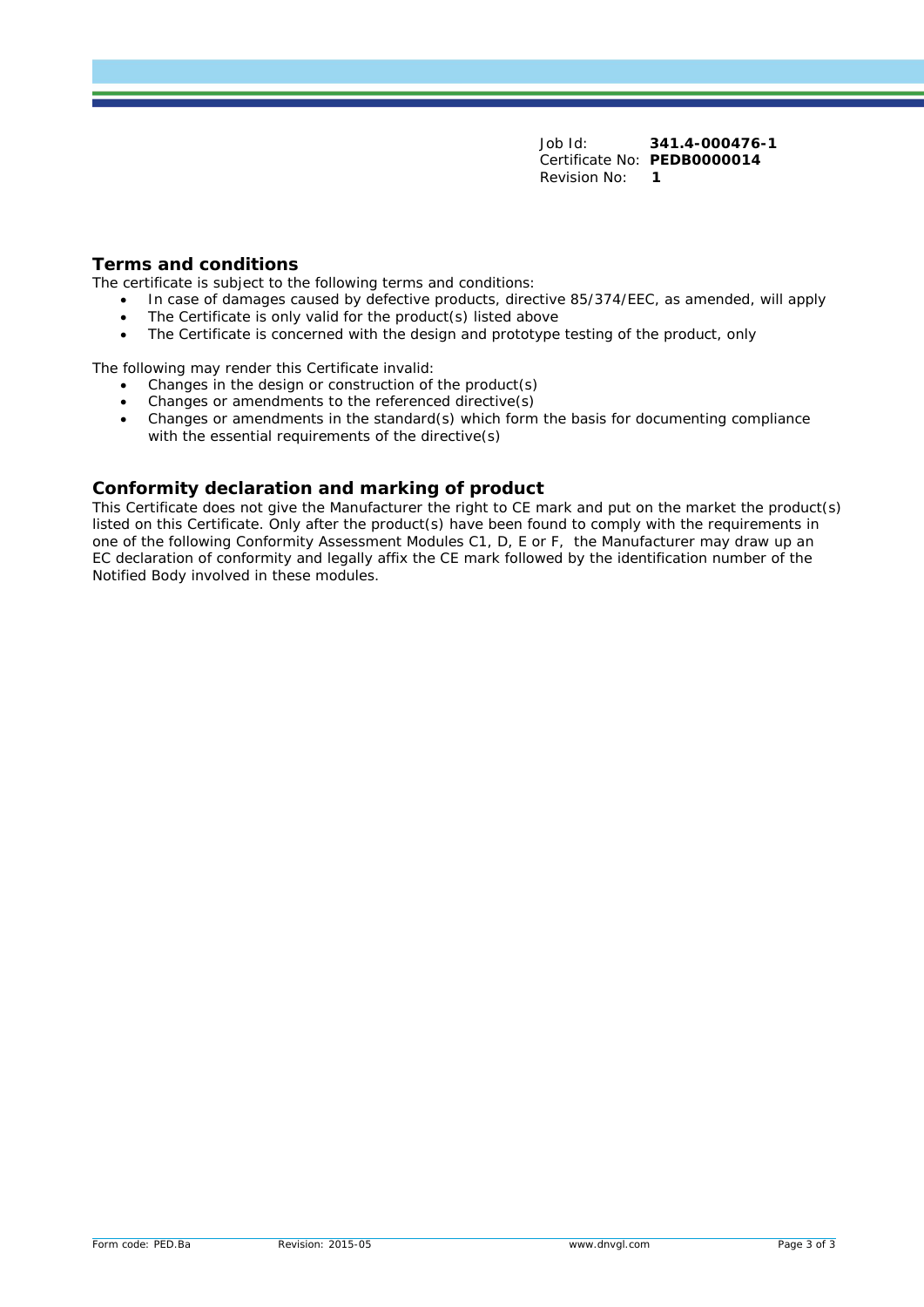Job Id: **341.4-000476-1**
Certificate No: **PEDB0000014**
Revision No: **1**

## Terms and conditions

The certificate is subject to the following terms and conditions:

- In case of damages caused by defective products, directive 85/374/EEC, as amended, will apply
- The Certificate is only valid for the product(s) listed above
- The Certificate is concerned with the design and prototype testing of the product, only

The following may render this Certificate invalid:

- Changes in the design or construction of the product(s)
- Changes or amendments to the referenced directive(s)
- Changes or amendments in the standard(s) which form the basis for documenting compliance with the essential requirements of the directive(s)

## Conformity declaration and marking of product

This Certificate does not give the Manufacturer the right to CE mark and put on the market the product(s) listed on this Certificate. Only after the product(s) have been found to comply with the requirements in one of the following Conformity Assessment Modules C1, D, E or F, the Manufacturer may draw up an EC declaration of conformity and legally affix the CE mark followed by the identification number of the Notified Body involved in these modules.